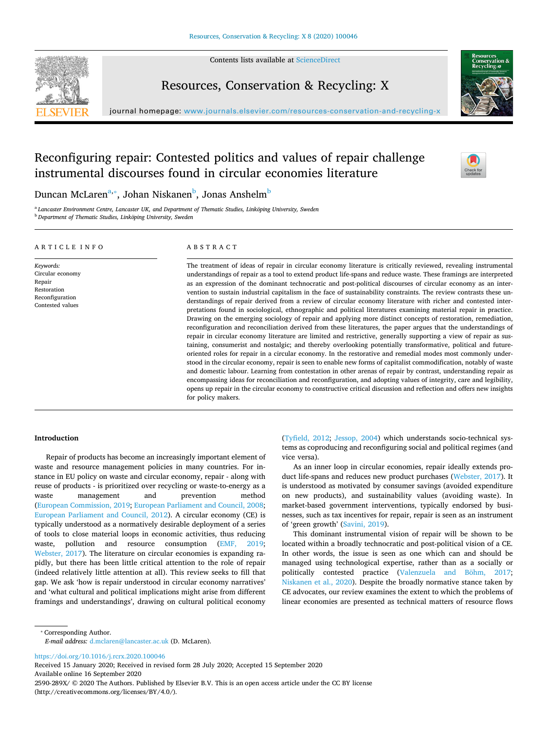# Reconfiguring repair: Contested politics and values of repair challenge instrumental discourses found in circular economies literature

Duncan McLaren[a,*], Johan Niskanen[b], Jonas Anshelm[b]

[a] Lancaster Environment Centre, Lancaster UK, and Department of Thematic Studies, Linköping University, Sweden
[b] Department of Thematic Studies, Linköping University, Sweden

## ARTICLE INFO

*Keywords:*
Circular economy
Repair
Restoration
Reconfiguration
Contested values

## ABSTRACT

The treatment of ideas of repair in circular economy literature is critically reviewed, revealing instrumental understandings of repair as a tool to extend product life-spans and reduce waste. These framings are interpreted as an expression of the dominant technocratic and post-political discourses of circular economy as an intervention to sustain industrial capitalism in the face of sustainability constraints. The review contrasts these understandings of repair derived from a review of circular economy literature with richer and contested interpretations found in sociological, ethnographic and political literatures examining material repair in practice. Drawing on the emerging sociology of repair and applying more distinct concepts of restoration, remediation, reconfiguration and reconciliation derived from these literatures, the paper argues that the understandings of repair in circular economy literature are limited and restrictive, generally supporting a view of repair as sustaining, consumerist and nostalgic; and thereby overlooking potentially transformative, political and future-oriented roles for repair in a circular economy. In the restorative and remedial modes most commonly understood in the circular economy, repair is seen to enable new forms of capitalist commodification, notably of waste and domestic labour. Learning from contestation in other arenas of repair by contrast, understanding repair as encompassing ideas for reconciliation and reconfiguration, and adopting values of integrity, care and legibility, opens up repair in the circular economy to constructive critical discussion and reflection and offers new insights for policy makers.

## Introduction

Repair of products has become an increasingly important element of waste and resource management policies in many countries. For instance in EU policy on waste and circular economy, repair - along with reuse of products - is prioritized over recycling or waste-to-energy as a waste management and prevention method (European Commission, 2019; European Parliament and Council, 2008; European Parliament and Council, 2012). A circular economy (CE) is typically understood as a normatively desirable deployment of a series of tools to close material loops in economic activities, thus reducing waste, pollution and resource consumption (EMF, 2019; Webster, 2017). The literature on circular economies is expanding rapidly, but there has been little critical attention to the role of repair (indeed relatively little attention at all). This review seeks to fill that gap. We ask 'how is repair understood in circular economy narratives' and 'what cultural and political implications might arise from different framings and understandings', drawing on cultural political economy (Tyfield, 2012; Jessop, 2004) which understands socio-technical systems as coproducing and reconfiguring social and political regimes (and vice versa).

As an inner loop in circular economies, repair ideally extends product life-spans and reduces new product purchases (Webster, 2017). It is understood as motivated by consumer savings (avoided expenditure on new products), and sustainability values (avoiding waste). In market-based government interventions, typically endorsed by businesses, such as tax incentives for repair, repair is seen as an instrument of 'green growth' (Savini, 2019).

This dominant instrumental vision of repair will be shown to be located within a broadly technocratic and post-political vision of a CE. In other words, the issue is seen as one which can and should be managed using technological expertise, rather than as a socially or politically contested practice (Valenzuela and Böhm, 2017; Niskanen et al., 2020). Despite the broadly normative stance taken by CE advocates, our review examines the extent to which the problems of linear economies are presented as technical matters of resource flows

* Corresponding Author.
*E-mail address:* d.mclaren@lancaster.ac.uk (D. McLaren).

https://doi.org/10.1016/j.rcrx.2020.100046
Received 15 January 2020; Received in revised form 28 July 2020; Accepted 15 September 2020
Available online 16 September 2020
2590-289X/ © 2020 The Authors. Published by Elsevier B.V. This is an open access article under the CC BY license (http://creativecommons.org/licenses/BY/4.0/).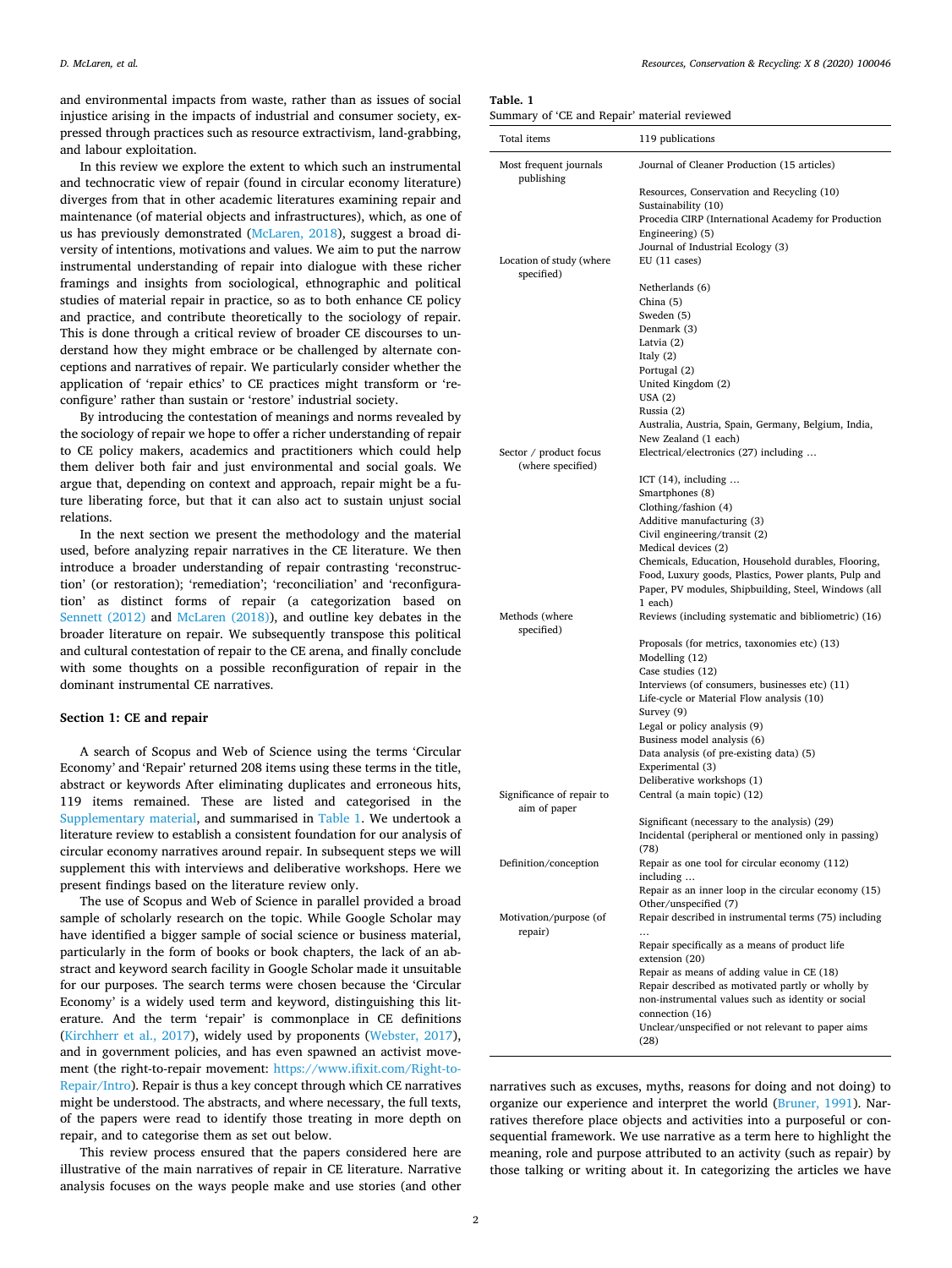and environmental impacts from waste, rather than as issues of social injustice arising in the impacts of industrial and consumer society, expressed through practices such as resource extractivism, land-grabbing, and labour exploitation.

In this review we explore the extent to which such an instrumental and technocratic view of repair (found in circular economy literature) diverges from that in other academic literatures examining repair and maintenance (of material objects and infrastructures), which, as one of us has previously demonstrated (McLaren, 2018), suggest a broad diversity of intentions, motivations and values. We aim to put the narrow instrumental understanding of repair into dialogue with these richer framings and insights from sociological, ethnographic and political studies of material repair in practice, so as to both enhance CE policy and practice, and contribute theoretically to the sociology of repair. This is done through a critical review of broader CE discourses to understand how they might embrace or be challenged by alternate conceptions and narratives of repair. We particularly consider whether the application of 'repair ethics' to CE practices might transform or 'reconfigure' rather than sustain or 'restore' industrial society.

By introducing the contestation of meanings and norms revealed by the sociology of repair we hope to offer a richer understanding of repair to CE policy makers, academics and practitioners which could help them deliver both fair and just environmental and social goals. We argue that, depending on context and approach, repair might be a future liberating force, but that it can also act to sustain unjust social relations.

In the next section we present the methodology and the material used, before analyzing repair narratives in the CE literature. We then introduce a broader understanding of repair contrasting 'reconstruction' (or restoration); 'remediation'; 'reconciliation' and 'reconfiguration' as distinct forms of repair (a categorization based on Sennett (2012) and McLaren (2018)), and outline key debates in the broader literature on repair. We subsequently transpose this political and cultural contestation of repair to the CE arena, and finally conclude with some thoughts on a possible reconfiguration of repair in the dominant instrumental CE narratives.

## Section 1: CE and repair

A search of Scopus and Web of Science using the terms 'Circular Economy' and 'Repair' returned 208 items using these terms in the title, abstract or keywords After eliminating duplicates and erroneous hits, 119 items remained. These are listed and categorised in the Supplementary material, and summarised in Table 1. We undertook a literature review to establish a consistent foundation for our analysis of circular economy narratives around repair. In subsequent steps we will supplement this with interviews and deliberative workshops. Here we present findings based on the literature review only.

The use of Scopus and Web of Science in parallel provided a broad sample of scholarly research on the topic. While Google Scholar may have identified a bigger sample of social science or business material, particularly in the form of books or book chapters, the lack of an abstract and keyword search facility in Google Scholar made it unsuitable for our purposes. The search terms were chosen because the 'Circular Economy' is a widely used term and keyword, distinguishing this literature. And the term 'repair' is commonplace in CE definitions (Kirchherr et al., 2017), widely used by proponents (Webster, 2017), and in government policies, and has even spawned an activist movement (the right-to-repair movement: https://www.ifixit.com/Right-to-Repair/Intro). Repair is thus a key concept through which CE narratives might be understood. The abstracts, and where necessary, the full texts, of the papers were read to identify those treating in more depth on repair, and to categorise them as set out below.

This review process ensured that the papers considered here are illustrative of the main narratives of repair in CE literature. Narrative analysis focuses on the ways people make and use stories (and other narratives such as excuses, myths, reasons for doing and not doing) to organize our experience and interpret the world (Bruner, 1991). Narratives therefore place objects and activities into a purposeful or consequential framework. We use narrative as a term here to highlight the meaning, role and purpose attributed to an activity (such as repair) by those talking or writing about it. In categorizing the articles we have

**Table. 1**
Summary of 'CE and Repair' material reviewed

| Total items | 119 publications |
|---|---|
| Most frequent journals publishing | Journal of Cleaner Production (15 articles) |
| | Resources, Conservation and Recycling (10) |
| | Sustainability (10) |
| | Procedia CIRP (International Academy for Production Engineering) (5) |
| | Journal of Industrial Ecology (3) |
| Location of study (where specified) | EU (11 cases) |
| | Netherlands (6) |
| | China (5) |
| | Sweden (5) |
| | Denmark (3) |
| | Latvia (2) |
| | Italy (2) |
| | Portugal (2) |
| | United Kingdom (2) |
| | USA (2) |
| | Russia (2) |
| | Australia, Austria, Spain, Germany, Belgium, India, New Zealand (1 each) |
| Sector / product focus (where specified) | Electrical/electronics (27) including … |
| | ICT (14), including … |
| | Smartphones (8) |
| | Clothing/fashion (4) |
| | Additive manufacturing (3) |
| | Civil engineering/transit (2) |
| | Medical devices (2) |
| | Chemicals, Education, Household durables, Flooring, Food, Luxury goods, Plastics, Power plants, Pulp and Paper, PV modules, Shipbuilding, Steel, Windows (all 1 each) |
| Methods (where specified) | Reviews (including systematic and bibliometric) (16) |
| | Proposals (for metrics, taxonomies etc) (13) |
| | Modelling (12) |
| | Case studies (12) |
| | Interviews (of consumers, businesses etc) (11) |
| | Life-cycle or Material Flow analysis (10) |
| | Survey (9) |
| | Legal or policy analysis (9) |
| | Business model analysis (6) |
| | Data analysis (of pre-existing data) (5) |
| | Experimental (3) |
| | Deliberative workshops (1) |
| Significance of repair to aim of paper | Central (a main topic) (12) |
| | Significant (necessary to the analysis) (29) |
| | Incidental (peripheral or mentioned only in passing) (78) |
| Definition/conception | Repair as one tool for circular economy (112) including … |
| | Repair as an inner loop in the circular economy (15) |
| | Other/unspecified (7) |
| Motivation/purpose (of repair) | Repair described in instrumental terms (75) including … |
| | Repair specifically as a means of product life extension (20) |
| | Repair as means of adding value in CE (18) |
| | Repair described as motivated partly or wholly by non-instrumental values such as identity or social connection (16) |
| | Unclear/unspecified or not relevant to paper aims (28) |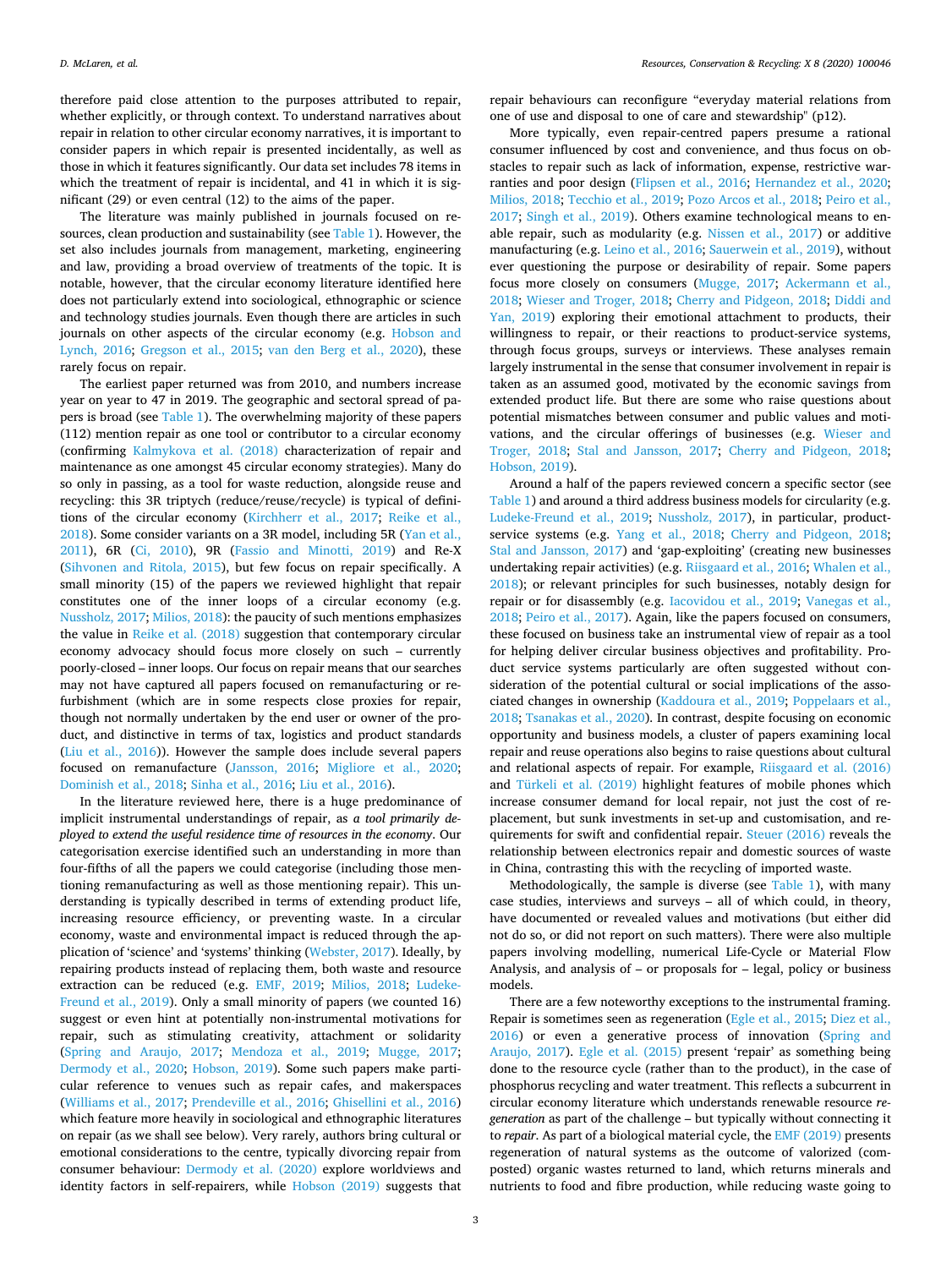therefore paid close attention to the purposes attributed to repair, whether explicitly, or through context. To understand narratives about repair in relation to other circular economy narratives, it is important to consider papers in which repair is presented incidentally, as well as those in which it features significantly. Our data set includes 78 items in which the treatment of repair is incidental, and 41 in which it is significant (29) or even central (12) to the aims of the paper.

The literature was mainly published in journals focused on resources, clean production and sustainability (see Table 1). However, the set also includes journals from management, marketing, engineering and law, providing a broad overview of treatments of the topic. It is notable, however, that the circular economy literature identified here does not particularly extend into sociological, ethnographic or science and technology studies journals. Even though there are articles in such journals on other aspects of the circular economy (e.g. Hobson and Lynch, 2016; Gregson et al., 2015; van den Berg et al., 2020), these rarely focus on repair.

The earliest paper returned was from 2010, and numbers increase year on year to 47 in 2019. The geographic and sectoral spread of papers is broad (see Table 1). The overwhelming majority of these papers (112) mention repair as one tool or contributor to a circular economy (confirming Kalmykova et al. (2018) characterization of repair and maintenance as one amongst 45 circular economy strategies). Many do so only in passing, as a tool for waste reduction, alongside reuse and recycling: this 3R triptych (reduce/reuse/recycle) is typical of definitions of the circular economy (Kirchherr et al., 2017; Reike et al., 2018). Some consider variants on a 3R model, including 5R (Yan et al., 2011), 6R (Ci, 2010), 9R (Fassio and Minotti, 2019) and Re-X (Sihvonen and Ritola, 2015), but few focus on repair specifically. A small minority (15) of the papers we reviewed highlight that repair constitutes one of the inner loops of a circular economy (e.g. Nussholz, 2017; Milios, 2018): the paucity of such mentions emphasizes the value in Reike et al. (2018) suggestion that contemporary circular economy advocacy should focus more closely on such – currently poorly-closed – inner loops. Our focus on repair means that our searches may not have captured all papers focused on remanufacturing or refurbishment (which are in some respects close proxies for repair, though not normally undertaken by the end user or owner of the product, and distinctive in terms of tax, logistics and product standards (Liu et al., 2016)). However the sample does include several papers focused on remanufacture (Jansson, 2016; Migliore et al., 2020; Dominish et al., 2018; Sinha et al., 2016; Liu et al., 2016).

In the literature reviewed here, there is a huge predominance of implicit instrumental understandings of repair, as *a tool primarily deployed to extend the useful residence time of resources in the economy*. Our categorisation exercise identified such an understanding in more than four-fifths of all the papers we could categorise (including those mentioning remanufacturing as well as those mentioning repair). This understanding is typically described in terms of extending product life, increasing resource efficiency, or preventing waste. In a circular economy, waste and environmental impact is reduced through the application of 'science' and 'systems' thinking (Webster, 2017). Ideally, by repairing products instead of replacing them, both waste and resource extraction can be reduced (e.g. EMF, 2019; Milios, 2018; Ludeke-Freund et al., 2019). Only a small minority of papers (we counted 16) suggest or even hint at potentially non-instrumental motivations for repair, such as stimulating creativity, attachment or solidarity (Spring and Araujo, 2017; Mendoza et al., 2019; Mugge, 2017; Dermody et al., 2020; Hobson, 2019). Some such papers make particular reference to venues such as repair cafes, and makerspaces (Williams et al., 2017; Prendeville et al., 2016; Ghisellini et al., 2016) which feature more heavily in sociological and ethnographic literatures on repair (as we shall see below). Very rarely, authors bring cultural or emotional considerations to the centre, typically divorcing repair from consumer behaviour: Dermody et al. (2020) explore worldviews and identity factors in self-repairers, while Hobson (2019) suggests that repair behaviours can reconfigure "everyday material relations from one of use and disposal to one of care and stewardship" (p12).

More typically, even repair-centred papers presume a rational consumer influenced by cost and convenience, and thus focus on obstacles to repair such as lack of information, expense, restrictive warranties and poor design (Flipsen et al., 2016; Hernandez et al., 2020; Milios, 2018; Tecchio et al., 2019; Pozo Arcos et al., 2018; Peiro et al., 2017; Singh et al., 2019). Others examine technological means to enable repair, such as modularity (e.g. Nissen et al., 2017) or additive manufacturing (e.g. Leino et al., 2016; Sauerwein et al., 2019), without ever questioning the purpose or desirability of repair. Some papers focus more closely on consumers (Mugge, 2017; Ackermann et al., 2018; Wieser and Troger, 2018; Cherry and Pidgeon, 2018; Diddi and Yan, 2019) exploring their emotional attachment to products, their willingness to repair, or their reactions to product-service systems, through focus groups, surveys or interviews. These analyses remain largely instrumental in the sense that consumer involvement in repair is taken as an assumed good, motivated by the economic savings from extended product life. But there are some who raise questions about potential mismatches between consumer and public values and motivations, and the circular offerings of businesses (e.g. Wieser and Troger, 2018; Stal and Jansson, 2017; Cherry and Pidgeon, 2018; Hobson, 2019).

Around a half of the papers reviewed concern a specific sector (see Table 1) and around a third address business models for circularity (e.g. Ludeke-Freund et al., 2019; Nussholz, 2017), in particular, product-service systems (e.g. Yang et al., 2018; Cherry and Pidgeon, 2018; Stal and Jansson, 2017) and 'gap-exploiting' (creating new businesses undertaking repair activities) (e.g. Riisgaard et al., 2016; Whalen et al., 2018); or relevant principles for such businesses, notably design for repair or for disassembly (e.g. Iacovidou et al., 2019; Vanegas et al., 2018; Peiro et al., 2017). Again, like the papers focused on consumers, these focused on business take an instrumental view of repair as a tool for helping deliver circular business objectives and profitability. Product service systems particularly are often suggested without consideration of the potential cultural or social implications of the associated changes in ownership (Kaddoura et al., 2019; Poppelaars et al., 2018; Tsanakas et al., 2020). In contrast, despite focusing on economic opportunity and business models, a cluster of papers examining local repair and reuse operations also begins to raise questions about cultural and relational aspects of repair. For example, Riisgaard et al. (2016) and Türkeli et al. (2019) highlight features of mobile phones which increase consumer demand for local repair, not just the cost of replacement, but sunk investments in set-up and customisation, and requirements for swift and confidential repair. Steuer (2016) reveals the relationship between electronics repair and domestic sources of waste in China, contrasting this with the recycling of imported waste.

Methodologically, the sample is diverse (see Table 1), with many case studies, interviews and surveys – all of which could, in theory, have documented or revealed values and motivations (but either did not do so, or did not report on such matters). There were also multiple papers involving modelling, numerical Life-Cycle or Material Flow Analysis, and analysis of – or proposals for – legal, policy or business models.

There are a few noteworthy exceptions to the instrumental framing. Repair is sometimes seen as regeneration (Egle et al., 2015; Diez et al., 2016) or even a generative process of innovation (Spring and Araujo, 2017). Egle et al. (2015) present 'repair' as something being done to the resource cycle (rather than to the product), in the case of phosphorus recycling and water treatment. This reflects a subcurrent in circular economy literature which understands renewable resource *regeneration* as part of the challenge – but typically without connecting it to *repair*. As part of a biological material cycle, the EMF (2019) presents regeneration of natural systems as the outcome of valorized (composted) organic wastes returned to land, which returns minerals and nutrients to food and fibre production, while reducing waste going to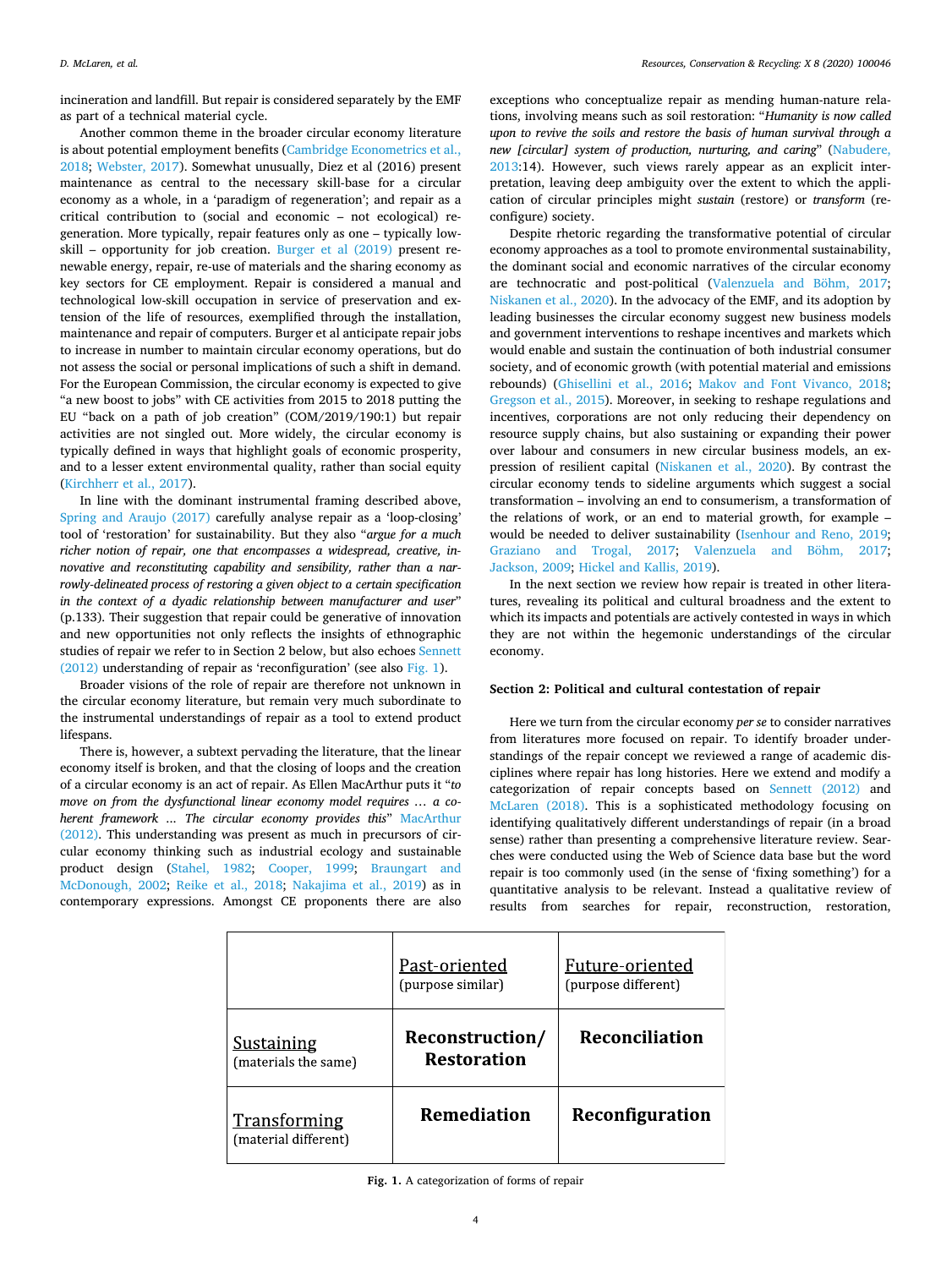incineration and landfill. But repair is considered separately by the EMF as part of a technical material cycle.

Another common theme in the broader circular economy literature is about potential employment benefits (Cambridge Econometrics et al., 2018; Webster, 2017). Somewhat unusually, Diez et al (2016) present maintenance as central to the necessary skill-base for a circular economy as a whole, in a 'paradigm of regeneration'; and repair as a critical contribution to (social and economic – not ecological) regeneration. More typically, repair features only as one – typically low-skill – opportunity for job creation. Burger et al (2019) present renewable energy, repair, re-use of materials and the sharing economy as key sectors for CE employment. Repair is considered a manual and technological low-skill occupation in service of preservation and extension of the life of resources, exemplified through the installation, maintenance and repair of computers. Burger et al anticipate repair jobs to increase in number to maintain circular economy operations, but do not assess the social or personal implications of such a shift in demand. For the European Commission, the circular economy is expected to give "a new boost to jobs" with CE activities from 2015 to 2018 putting the EU "back on a path of job creation" (COM/2019/190:1) but repair activities are not singled out. More widely, the circular economy is typically defined in ways that highlight goals of economic prosperity, and to a lesser extent environmental quality, rather than social equity (Kirchherr et al., 2017).

In line with the dominant instrumental framing described above, Spring and Araujo (2017) carefully analyse repair as a 'loop-closing' tool of 'restoration' for sustainability. But they also "*argue for a much richer notion of repair, one that encompasses a widespread, creative, innovative and reconstituting capability and sensibility, rather than a narrowly-delineated process of restoring a given object to a certain specification in the context of a dyadic relationship between manufacturer and user*" (p.133). Their suggestion that repair could be generative of innovation and new opportunities not only reflects the insights of ethnographic studies of repair we refer to in Section 2 below, but also echoes Sennett (2012) understanding of repair as 'reconfiguration' (see also Fig. 1).

Broader visions of the role of repair are therefore not unknown in the circular economy literature, but remain very much subordinate to the instrumental understandings of repair as a tool to extend product lifespans.

There is, however, a subtext pervading the literature, that the linear economy itself is broken, and that the closing of loops and the creation of a circular economy is an act of repair. As Ellen MacArthur puts it "*to move on from the dysfunctional linear economy model requires … a coherent framework … The circular economy provides this*" MacArthur (2012). This understanding was present as much in precursors of circular economy thinking such as industrial ecology and sustainable product design (Stahel, 1982; Cooper, 1999; Braungart and McDonough, 2002; Reike et al., 2018; Nakajima et al., 2019) as in contemporary expressions. Amongst CE proponents there are also exceptions who conceptualize repair as mending human-nature relations, involving means such as soil restoration: "*Humanity is now called upon to revive the soils and restore the basis of human survival through a new [circular] system of production, nurturing, and caring*" (Nabudere, 2013:14). However, such views rarely appear as an explicit interpretation, leaving deep ambiguity over the extent to which the application of circular principles might *sustain* (restore) or *transform* (reconfigure) society.

Despite rhetoric regarding the transformative potential of circular economy approaches as a tool to promote environmental sustainability, the dominant social and economic narratives of the circular economy are technocratic and post-political (Valenzuela and Böhm, 2017; Niskanen et al., 2020). In the advocacy of the EMF, and its adoption by leading businesses the circular economy suggest new business models and government interventions to reshape incentives and markets which would enable and sustain the continuation of both industrial consumer society, and of economic growth (with potential material and emissions rebounds) (Ghisellini et al., 2016; Makov and Font Vivanco, 2018; Gregson et al., 2015). Moreover, in seeking to reshape regulations and incentives, corporations are not only reducing their dependency on resource supply chains, but also sustaining or expanding their power over labour and consumers in new circular business models, an expression of resilient capital (Niskanen et al., 2020). By contrast the circular economy tends to sideline arguments which suggest a social transformation – involving an end to consumerism, a transformation of the relations of work, or an end to material growth, for example – would be needed to deliver sustainability (Isenhour and Reno, 2019; Graziano and Trogal, 2017; Valenzuela and Böhm, 2017; Jackson, 2009; Hickel and Kallis, 2019).

In the next section we review how repair is treated in other literatures, revealing its political and cultural broadness and the extent to which its impacts and potentials are actively contested in ways in which they are not within the hegemonic understandings of the circular economy.

## Section 2: Political and cultural contestation of repair

Here we turn from the circular economy *per se* to consider narratives from literatures more focused on repair. To identify broader understandings of the repair concept we reviewed a range of academic disciplines where repair has long histories. Here we extend and modify a categorization of repair concepts based on Sennett (2012) and McLaren (2018). This is a sophisticated methodology focusing on identifying qualitatively different understandings of repair (in a broad sense) rather than presenting a comprehensive literature review. Searches were conducted using the Web of Science data base but the word repair is too commonly used (in the sense of 'fixing something') for a quantitative analysis to be relevant. Instead a qualitative review of results from searches for repair, reconstruction, restoration,

| | Past-oriented (purpose similar) | Future-oriented (purpose different) |
|---|---|---|
| Sustaining (materials the same) | **Reconstruction/ Restoration** | **Reconciliation** |
| Transforming (material different) | **Remediation** | **Reconfiguration** |

**Fig. 1.** A categorization of forms of repair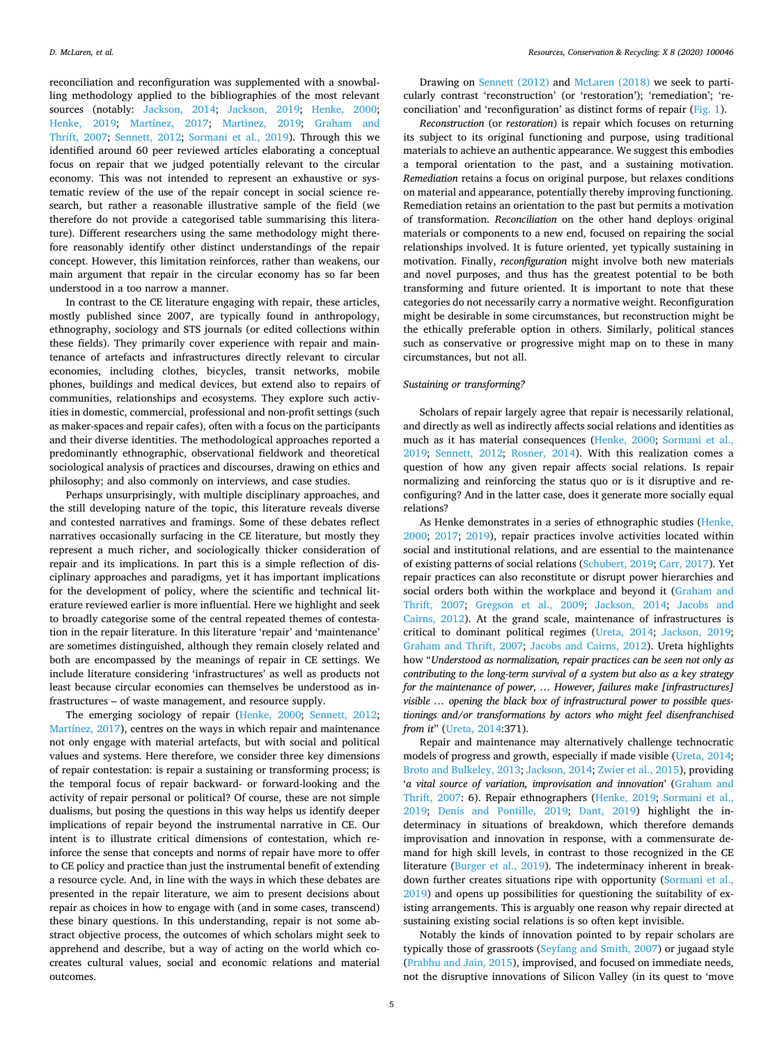reconciliation and reconfiguration was supplemented with a snowballing methodology applied to the bibliographies of the most relevant sources (notably: Jackson, 2014; Jackson, 2019; Henke, 2000; Henke, 2019; Martínez, 2017; Martinez, 2019; Graham and Thrift, 2007; Sennett, 2012; Sormani et al., 2019). Through this we identified around 60 peer reviewed articles elaborating a conceptual focus on repair that we judged potentially relevant to the circular economy. This was not intended to represent an exhaustive or systematic review of the use of the repair concept in social science research, but rather a reasonable illustrative sample of the field (we therefore do not provide a categorised table summarising this literature). Different researchers using the same methodology might therefore reasonably identify other distinct understandings of the repair concept. However, this limitation reinforces, rather than weakens, our main argument that repair in the circular economy has so far been understood in a too narrow a manner.

In contrast to the CE literature engaging with repair, these articles, mostly published since 2007, are typically found in anthropology, ethnography, sociology and STS journals (or edited collections within these fields). They primarily cover experience with repair and maintenance of artefacts and infrastructures directly relevant to circular economies, including clothes, bicycles, transit networks, mobile phones, buildings and medical devices, but extend also to repairs of communities, relationships and ecosystems. They explore such activities in domestic, commercial, professional and non-profit settings (such as maker-spaces and repair cafes), often with a focus on the participants and their diverse identities. The methodological approaches reported a predominantly ethnographic, observational fieldwork and theoretical sociological analysis of practices and discourses, drawing on ethics and philosophy; and also commonly on interviews, and case studies.

Perhaps unsurprisingly, with multiple disciplinary approaches, and the still developing nature of the topic, this literature reveals diverse and contested narratives and framings. Some of these debates reflect narratives occasionally surfacing in the CE literature, but mostly they represent a much richer, and sociologically thicker consideration of repair and its implications. In part this is a simple reflection of disciplinary approaches and paradigms, yet it has important implications for the development of policy, where the scientific and technical literature reviewed earlier is more influential. Here we highlight and seek to broadly categorise some of the central repeated themes of contestation in the repair literature. In this literature 'repair' and 'maintenance' are sometimes distinguished, although they remain closely related and both are encompassed by the meanings of repair in CE settings. We include literature considering 'infrastructures' as well as products not least because circular economies can themselves be understood as infrastructures – of waste management, and resource supply.

The emerging sociology of repair (Henke, 2000; Sennett, 2012; Martínez, 2017), centres on the ways in which repair and maintenance not only engage with material artefacts, but with social and political values and systems. Here therefore, we consider three key dimensions of repair contestation: is repair a sustaining or transforming process; is the temporal focus of repair backward- or forward-looking and the activity of repair personal or political? Of course, these are not simple dualisms, but posing the questions in this way helps us identify deeper implications of repair beyond the instrumental narrative in CE. Our intent is to illustrate critical dimensions of contestation, which reinforce the sense that concepts and norms of repair have more to offer to CE policy and practice than just the instrumental benefit of extending a resource cycle. And, in line with the ways in which these debates are presented in the repair literature, we aim to present decisions about repair as choices in how to engage with (and in some cases, transcend) these binary questions. In this understanding, repair is not some abstract objective process, the outcomes of which scholars might seek to apprehend and describe, but a way of acting on the world which co-creates cultural values, social and economic relations and material outcomes.

Drawing on Sennett (2012) and McLaren (2018) we seek to particularly contrast 'reconstruction' (or 'restoration'); 'remediation'; 'reconciliation' and 'reconfiguration' as distinct forms of repair (Fig. 1).

*Reconstruction* (or *restoration*) is repair which focuses on returning its subject to its original functioning and purpose, using traditional materials to achieve an authentic appearance. We suggest this embodies a temporal orientation to the past, and a sustaining motivation. *Remediation* retains a focus on original purpose, but relaxes conditions on material and appearance, potentially thereby improving functioning. Remediation retains an orientation to the past but permits a motivation of transformation. *Reconciliation* on the other hand deploys original materials or components to a new end, focused on repairing the social relationships involved. It is future oriented, yet typically sustaining in motivation. Finally, *reconfiguration* might involve both new materials and novel purposes, and thus has the greatest potential to be both transforming and future oriented. It is important to note that these categories do not necessarily carry a normative weight. Reconfiguration might be desirable in some circumstances, but reconstruction might be the ethically preferable option in others. Similarly, political stances such as conservative or progressive might map on to these in many circumstances, but not all.

### *Sustaining or transforming?*

Scholars of repair largely agree that repair is necessarily relational, and directly as well as indirectly affects social relations and identities as much as it has material consequences (Henke, 2000; Sormani et al., 2019; Sennett, 2012; Rosner, 2014). With this realization comes a question of how any given repair affects social relations. Is repair normalizing and reinforcing the status quo or is it disruptive and reconfiguring? And in the latter case, does it generate more socially equal relations?

As Henke demonstrates in a series of ethnographic studies (Henke, 2000; 2017; 2019), repair practices involve activities located within social and institutional relations, and are essential to the maintenance of existing patterns of social relations (Schubert, 2019; Carr, 2017). Yet repair practices can also reconstitute or disrupt power hierarchies and social orders both within the workplace and beyond it (Graham and Thrift, 2007; Gregson et al., 2009; Jackson, 2014; Jacobs and Cairns, 2012). At the grand scale, maintenance of infrastructures is critical to dominant political regimes (Ureta, 2014; Jackson, 2019; Graham and Thrift, 2007; Jacobs and Cairns, 2012). Ureta highlights how "*Understood as normalization, repair practices can be seen not only as contributing to the long-term survival of a system but also as a key strategy for the maintenance of power, … However, failures make [infrastructures] visible … opening the black box of infrastructural power to possible questionings and/or transformations by actors who might feel disenfranchised from it*" (Ureta, 2014:371).

Repair and maintenance may alternatively challenge technocratic models of progress and growth, especially if made visible (Ureta, 2014; Broto and Bulkeley, 2013; Jackson, 2014; Zwier et al., 2015), providing '*a vital source of variation, improvisation and innovation*' (Graham and Thrift, 2007: 6). Repair ethnographers (Henke, 2019; Sormani et al., 2019; Denis and Pontille, 2019; Dant, 2019) highlight the indeterminacy in situations of breakdown, which therefore demands improvisation and innovation in response, with a commensurate demand for high skill levels, in contrast to those recognized in the CE literature (Burger et al., 2019). The indeterminacy inherent in breakdown further creates situations ripe with opportunity (Sormani et al., 2019) and opens up possibilities for questioning the suitability of existing arrangements. This is arguably one reason why repair directed at sustaining existing social relations is so often kept invisible.

Notably the kinds of innovation pointed to by repair scholars are typically those of grassroots (Seyfang and Smith, 2007) or jugaad style (Prabhu and Jain, 2015), improvised, and focused on immediate needs, not the disruptive innovations of Silicon Valley (in its quest to 'move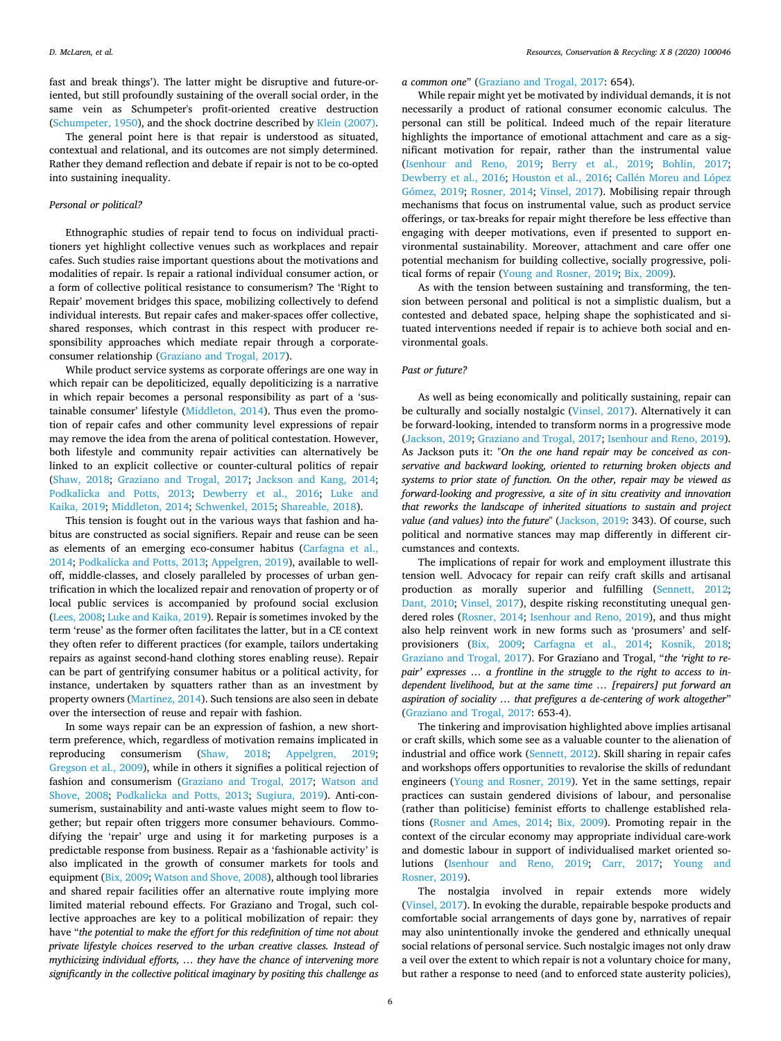fast and break things'). The latter might be disruptive and future-oriented, but still profoundly sustaining of the overall social order, in the same vein as Schumpeter's profit-oriented creative destruction (Schumpeter, 1950), and the shock doctrine described by Klein (2007).

The general point here is that repair is understood as situated, contextual and relational, and its outcomes are not simply determined. Rather they demand reflection and debate if repair is not to be co-opted into sustaining inequality.

### Personal or political?

Ethnographic studies of repair tend to focus on individual practitioners yet highlight collective venues such as workplaces and repair cafes. Such studies raise important questions about the motivations and modalities of repair. Is repair a rational individual consumer action, or a form of collective political resistance to consumerism? The 'Right to Repair' movement bridges this space, mobilizing collectively to defend individual interests. But repair cafes and maker-spaces offer collective, shared responses, which contrast in this respect with producer responsibility approaches which mediate repair through a corporate-consumer relationship (Graziano and Trogal, 2017).

While product service systems as corporate offerings are one way in which repair can be depoliticized, equally depoliticizing is a narrative in which repair becomes a personal responsibility as part of a 'sustainable consumer' lifestyle (Middleton, 2014). Thus even the promotion of repair cafes and other community level expressions of repair may remove the idea from the arena of political contestation. However, both lifestyle and community repair activities can alternatively be linked to an explicit collective or counter-cultural politics of repair (Shaw, 2018; Graziano and Trogal, 2017; Jackson and Kang, 2014; Podkalicka and Potts, 2013; Dewberry et al., 2016; Luke and Kaika, 2019; Middleton, 2014; Schwenkel, 2015; Shareable, 2018).

This tension is fought out in the various ways that fashion and habitus are constructed as social signifiers. Repair and reuse can be seen as elements of an emerging eco-consumer habitus (Carfagna et al., 2014; Podkalicka and Potts, 2013; Appelgren, 2019), available to well-off, middle-classes, and closely paralleled by processes of urban gentrification in which the localized repair and renovation of property or of local public services is accompanied by profound social exclusion (Lees, 2008; Luke and Kaika, 2019). Repair is sometimes invoked by the term 'reuse' as the former often facilitates the latter, but in a CE context they often refer to different practices (for example, tailors undertaking repairs as against second-hand clothing stores enabling reuse). Repair can be part of gentrifying consumer habitus or a political activity, for instance, undertaken by squatters rather than as an investment by property owners (Martinez, 2014). Such tensions are also seen in debate over the intersection of reuse and repair with fashion.

In some ways repair can be an expression of fashion, a new short-term preference, which, regardless of motivation remains implicated in reproducing consumerism (Shaw, 2018; Appelgren, 2019; Gregson et al., 2009), while in others it signifies a political rejection of fashion and consumerism (Graziano and Trogal, 2017; Watson and Shove, 2008; Podkalicka and Potts, 2013; Sugiura, 2019). Anti-consumerism, sustainability and anti-waste values might seem to flow together; but repair often triggers more consumer behaviours. Commodifying the 'repair' urge and using it for marketing purposes is a predictable response from business. Repair as a 'fashionable activity' is also implicated in the growth of consumer markets for tools and equipment (Bix, 2009; Watson and Shove, 2008), although tool libraries and shared repair facilities offer an alternative route implying more limited material rebound effects. For Graziano and Trogal, such collective approaches are key to a political mobilization of repair: they have "*the potential to make the effort for this redefinition of time not about private lifestyle choices reserved to the urban creative classes. Instead of mythicizing individual efforts, … they have the chance of intervening more significantly in the collective political imaginary by positing this challenge as a common one*" (Graziano and Trogal, 2017: 654).

While repair might yet be motivated by individual demands, it is not necessarily a product of rational consumer economic calculus. The personal can still be political. Indeed much of the repair literature highlights the importance of emotional attachment and care as a significant motivation for repair, rather than the instrumental value (Isenhour and Reno, 2019; Berry et al., 2019; Bohlin, 2017; Dewberry et al., 2016; Houston et al., 2016; Callén Moreu and López Gómez, 2019; Rosner, 2014; Vinsel, 2017). Mobilising repair through mechanisms that focus on instrumental value, such as product service offerings, or tax-breaks for repair might therefore be less effective than engaging with deeper motivations, even if presented to support environmental sustainability. Moreover, attachment and care offer one potential mechanism for building collective, socially progressive, political forms of repair (Young and Rosner, 2019; Bix, 2009).

As with the tension between sustaining and transforming, the tension between personal and political is not a simplistic dualism, but a contested and debated space, helping shape the sophisticated and situated interventions needed if repair is to achieve both social and environmental goals.

### Past or future?

As well as being economically and politically sustaining, repair can be culturally and socially nostalgic (Vinsel, 2017). Alternatively it can be forward-looking, intended to transform norms in a progressive mode (Jackson, 2019; Graziano and Trogal, 2017; Isenhour and Reno, 2019). As Jackson puts it: "*On the one hand repair may be conceived as conservative and backward looking, oriented to returning broken objects and systems to prior state of function. On the other, repair may be viewed as forward-looking and progressive, a site of in situ creativity and innovation that reworks the landscape of inherited situations to sustain and project value (and values) into the future*" (Jackson, 2019: 343). Of course, such political and normative stances may map differently in different circumstances and contexts.

The implications of repair for work and employment illustrate this tension well. Advocacy for repair can reify craft skills and artisanal production as morally superior and fulfilling (Sennett, 2012; Dant, 2010; Vinsel, 2017), despite risking reconstituting unequal gendered roles (Rosner, 2014; Isenhour and Reno, 2019), and thus might also help reinvent work in new forms such as 'prosumers' and self-provisioners (Bix, 2009; Carfagna et al., 2014; Kosnik, 2018; Graziano and Trogal, 2017). For Graziano and Trogal, "*the 'right to repair' expresses … a frontline in the struggle to the right to access to independent livelihood, but at the same time … [repairers] put forward an aspiration of sociality … that prefigures a de-centering of work altogether*" (Graziano and Trogal, 2017: 653-4).

The tinkering and improvisation highlighted above implies artisanal or craft skills, which some see as a valuable counter to the alienation of industrial and office work (Sennett, 2012). Skill sharing in repair cafes and workshops offers opportunities to revalorise the skills of redundant engineers (Young and Rosner, 2019). Yet in the same settings, repair practices can sustain gendered divisions of labour, and personalise (rather than politicise) feminist efforts to challenge established relations (Rosner and Ames, 2014; Bix, 2009). Promoting repair in the context of the circular economy may appropriate individual care-work and domestic labour in support of individualised market oriented solutions (Isenhour and Reno, 2019; Carr, 2017; Young and Rosner, 2019).

The nostalgia involved in repair extends more widely (Vinsel, 2017). In evoking the durable, repairable bespoke products and comfortable social arrangements of days gone by, narratives of repair may also unintentionally invoke the gendered and ethnically unequal social relations of personal service. Such nostalgic images not only draw a veil over the extent to which repair is not a voluntary choice for many, but rather a response to need (and to enforced state austerity policies),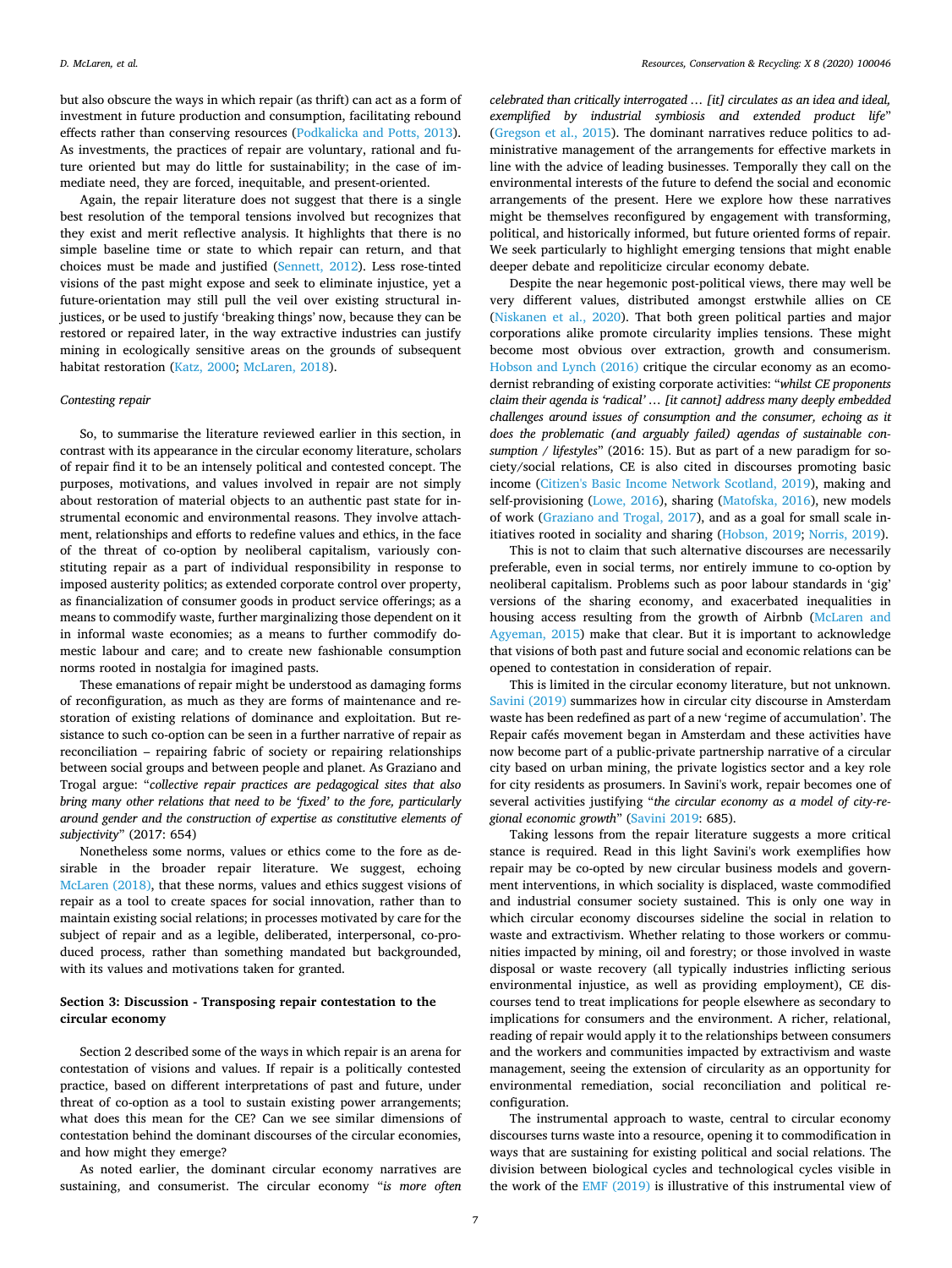but also obscure the ways in which repair (as thrift) can act as a form of investment in future production and consumption, facilitating rebound effects rather than conserving resources (Podkalicka and Potts, 2013). As investments, the practices of repair are voluntary, rational and future oriented but may do little for sustainability; in the case of immediate need, they are forced, inequitable, and present-oriented.

Again, the repair literature does not suggest that there is a single best resolution of the temporal tensions involved but recognizes that they exist and merit reflective analysis. It highlights that there is no simple baseline time or state to which repair can return, and that choices must be made and justified (Sennett, 2012). Less rose-tinted visions of the past might expose and seek to eliminate injustice, yet a future-orientation may still pull the veil over existing structural injustices, or be used to justify 'breaking things' now, because they can be restored or repaired later, in the way extractive industries can justify mining in ecologically sensitive areas on the grounds of subsequent habitat restoration (Katz, 2000; McLaren, 2018).

*Contesting repair*

So, to summarise the literature reviewed earlier in this section, in contrast with its appearance in the circular economy literature, scholars of repair find it to be an intensely political and contested concept. The purposes, motivations, and values involved in repair are not simply about restoration of material objects to an authentic past state for instrumental economic and environmental reasons. They involve attachment, relationships and efforts to redefine values and ethics, in the face of the threat of co-option by neoliberal capitalism, variously constituting repair as a part of individual responsibility in response to imposed austerity politics; as extended corporate control over property, as financialization of consumer goods in product service offerings; as a means to commodify waste, further marginalizing those dependent on it in informal waste economies; as a means to further commodify domestic labour and care; and to create new fashionable consumption norms rooted in nostalgia for imagined pasts.

These emanations of repair might be understood as damaging forms of reconfiguration, as much as they are forms of maintenance and restoration of existing relations of dominance and exploitation. But resistance to such co-option can be seen in a further narrative of repair as reconciliation – repairing fabric of society or repairing relationships between social groups and between people and planet. As Graziano and Trogal argue: "*collective repair practices are pedagogical sites that also bring many other relations that need to be 'fixed' to the fore, particularly around gender and the construction of expertise as constitutive elements of subjectivity*" (2017: 654)

Nonetheless some norms, values or ethics come to the fore as desirable in the broader repair literature. We suggest, echoing McLaren (2018), that these norms, values and ethics suggest visions of repair as a tool to create spaces for social innovation, rather than to maintain existing social relations; in processes motivated by care for the subject of repair and as a legible, deliberated, interpersonal, co-produced process, rather than something mandated but backgrounded, with its values and motivations taken for granted.

## Section 3: Discussion - Transposing repair contestation to the circular economy

Section 2 described some of the ways in which repair is an arena for contestation of visions and values. If repair is a politically contested practice, based on different interpretations of past and future, under threat of co-option as a tool to sustain existing power arrangements; what does this mean for the CE? Can we see similar dimensions of contestation behind the dominant discourses of the circular economies, and how might they emerge?

As noted earlier, the dominant circular economy narratives are sustaining, and consumerist. The circular economy "*is more often celebrated than critically interrogated … [it] circulates as an idea and ideal, exemplified by industrial symbiosis and extended product life*" (Gregson et al., 2015). The dominant narratives reduce politics to administrative management of the arrangements for effective markets in line with the advice of leading businesses. Temporally they call on the environmental interests of the future to defend the social and economic arrangements of the present. Here we explore how these narratives might be themselves reconfigured by engagement with transforming, political, and historically informed, but future oriented forms of repair. We seek particularly to highlight emerging tensions that might enable deeper debate and repoliticize circular economy debate.

Despite the near hegemonic post-political views, there may well be very different values, distributed amongst erstwhile allies on CE (Niskanen et al., 2020). That both green political parties and major corporations alike promote circularity implies tensions. These might become most obvious over extraction, growth and consumerism. Hobson and Lynch (2016) critique the circular economy as an ecomodernist rebranding of existing corporate activities: "*whilst CE proponents claim their agenda is 'radical' … [it cannot] address many deeply embedded challenges around issues of consumption and the consumer, echoing as it does the problematic (and arguably failed) agendas of sustainable consumption / lifestyles*" (2016: 15). But as part of a new paradigm for society/social relations, CE is also cited in discourses promoting basic income (Citizen's Basic Income Network Scotland, 2019), making and self-provisioning (Lowe, 2016), sharing (Matofska, 2016), new models of work (Graziano and Trogal, 2017), and as a goal for small scale initiatives rooted in sociality and sharing (Hobson, 2019; Norris, 2019).

This is not to claim that such alternative discourses are necessarily preferable, even in social terms, nor entirely immune to co-option by neoliberal capitalism. Problems such as poor labour standards in 'gig' versions of the sharing economy, and exacerbated inequalities in housing access resulting from the growth of Airbnb (McLaren and Agyeman, 2015) make that clear. But it is important to acknowledge that visions of both past and future social and economic relations can be opened to contestation in consideration of repair.

This is limited in the circular economy literature, but not unknown. Savini (2019) summarizes how in circular city discourse in Amsterdam waste has been redefined as part of a new 'regime of accumulation'. The Repair cafés movement began in Amsterdam and these activities have now become part of a public-private partnership narrative of a circular city based on urban mining, the private logistics sector and a key role for city residents as prosumers. In Savini's work, repair becomes one of several activities justifying "*the circular economy as a model of city-regional economic growth*" (Savini 2019: 685).

Taking lessons from the repair literature suggests a more critical stance is required. Read in this light Savini's work exemplifies how repair may be co-opted by new circular business models and government interventions, in which sociality is displaced, waste commodified and industrial consumer society sustained. This is only one way in which circular economy discourses sideline the social in relation to waste and extractivism. Whether relating to those workers or communities impacted by mining, oil and forestry; or those involved in waste disposal or waste recovery (all typically industries inflicting serious environmental injustice, as well as providing employment), CE discourses tend to treat implications for people elsewhere as secondary to implications for consumers and the environment. A richer, relational, reading of repair would apply it to the relationships between consumers and the workers and communities impacted by extractivism and waste management, seeing the extension of circularity as an opportunity for environmental remediation, social reconciliation and political reconfiguration.

The instrumental approach to waste, central to circular economy discourses turns waste into a resource, opening it to commodification in ways that are sustaining for existing political and social relations. The division between biological cycles and technological cycles visible in the work of the EMF (2019) is illustrative of this instrumental view of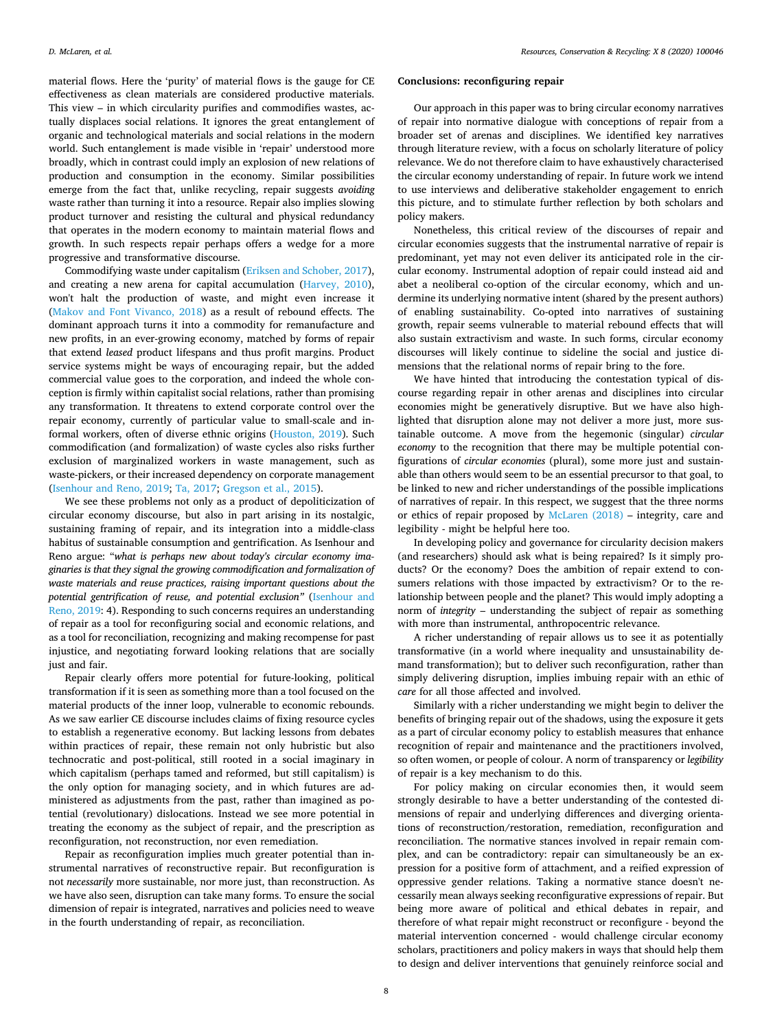material flows. Here the 'purity' of material flows is the gauge for CE effectiveness as clean materials are considered productive materials. This view – in which circularity purifies and commodifies wastes, actually displaces social relations. It ignores the great entanglement of organic and technological materials and social relations in the modern world. Such entanglement is made visible in 'repair' understood more broadly, which in contrast could imply an explosion of new relations of production and consumption in the economy. Similar possibilities emerge from the fact that, unlike recycling, repair suggests *avoiding* waste rather than turning it into a resource. Repair also implies slowing product turnover and resisting the cultural and physical redundancy that operates in the modern economy to maintain material flows and growth. In such respects repair perhaps offers a wedge for a more progressive and transformative discourse.

Commodifying waste under capitalism (Eriksen and Schober, 2017), and creating a new arena for capital accumulation (Harvey, 2010), won't halt the production of waste, and might even increase it (Makov and Font Vivanco, 2018) as a result of rebound effects. The dominant approach turns it into a commodity for remanufacture and new profits, in an ever-growing economy, matched by forms of repair that extend *leased* product lifespans and thus profit margins. Product service systems might be ways of encouraging repair, but the added commercial value goes to the corporation, and indeed the whole conception is firmly within capitalist social relations, rather than promising any transformation. It threatens to extend corporate control over the repair economy, currently of particular value to small-scale and informal workers, often of diverse ethnic origins (Houston, 2019). Such commodification (and formalization) of waste cycles also risks further exclusion of marginalized workers in waste management, such as waste-pickers, or their increased dependency on corporate management (Isenhour and Reno, 2019; Ta, 2017; Gregson et al., 2015).

We see these problems not only as a product of depoliticization of circular economy discourse, but also in part arising in its nostalgic, sustaining framing of repair, and its integration into a middle-class habitus of sustainable consumption and gentrification. As Isenhour and Reno argue: "***what is perhaps new about today's circular economy imaginaries is that they signal the growing commodification and formalization of waste materials and reuse practices, raising important questions about the potential gentrification of reuse, and potential exclusion***" (Isenhour and Reno, 2019: 4). Responding to such concerns requires an understanding of repair as a tool for reconfiguring social and economic relations, and as a tool for reconciliation, recognizing and making recompense for past injustice, and negotiating forward looking relations that are socially just and fair.

Repair clearly offers more potential for future-looking, political transformation if it is seen as something more than a tool focused on the material products of the inner loop, vulnerable to economic rebounds. As we saw earlier CE discourse includes claims of fixing resource cycles to establish a regenerative economy. But lacking lessons from debates within practices of repair, these remain not only hubristic but also technocratic and post-political, still rooted in a social imaginary in which capitalism (perhaps tamed and reformed, but still capitalism) is the only option for managing society, and in which futures are administered as adjustments from the past, rather than imagined as potential (revolutionary) dislocations. Instead we see more potential in treating the economy as the subject of repair, and the prescription as reconfiguration, not reconstruction, nor even remediation.

Repair as reconfiguration implies much greater potential than instrumental narratives of reconstructive repair. But reconfiguration is not *necessarily* more sustainable, nor more just, than reconstruction. As we have also seen, disruption can take many forms. To ensure the social dimension of repair is integrated, narratives and policies need to weave in the fourth understanding of repair, as reconciliation.

## Conclusions: reconfiguring repair

Our approach in this paper was to bring circular economy narratives of repair into normative dialogue with conceptions of repair from a broader set of arenas and disciplines. We identified key narratives through literature review, with a focus on scholarly literature of policy relevance. We do not therefore claim to have exhaustively characterised the circular economy understanding of repair. In future work we intend to use interviews and deliberative stakeholder engagement to enrich this picture, and to stimulate further reflection by both scholars and policy makers.

Nonetheless, this critical review of the discourses of repair and circular economies suggests that the instrumental narrative of repair is predominant, yet may not even deliver its anticipated role in the circular economy. Instrumental adoption of repair could instead aid and abet a neoliberal co-option of the circular economy, which and undermine its underlying normative intent (shared by the present authors) of enabling sustainability. Co-opted into narratives of sustaining growth, repair seems vulnerable to material rebound effects that will also sustain extractivism and waste. In such forms, circular economy discourses will likely continue to sideline the social and justice dimensions that the relational norms of repair bring to the fore.

We have hinted that introducing the contestation typical of discourse regarding repair in other arenas and disciplines into circular economies might be generatively disruptive. But we have also highlighted that disruption alone may not deliver a more just, more sustainable outcome. A move from the hegemonic (singular) *circular economy* to the recognition that there may be multiple potential configurations of *circular economies* (plural), some more just and sustainable than others would seem to be an essential precursor to that goal, to be linked to new and richer understandings of the possible implications of narratives of repair. In this respect, we suggest that the three norms or ethics of repair proposed by McLaren (2018) – integrity, care and legibility - might be helpful here too.

In developing policy and governance for circularity decision makers (and researchers) should ask what is being repaired? Is it simply products? Or the economy? Does the ambition of repair extend to consumers relations with those impacted by extractivism? Or to the relationship between people and the planet? This would imply adopting a norm of *integrity* – understanding the subject of repair as something with more than instrumental, anthropocentric relevance.

A richer understanding of repair allows us to see it as potentially transformative (in a world where inequality and unsustainability demand transformation); but to deliver such reconfiguration, rather than simply delivering disruption, implies imbuing repair with an ethic of *care* for all those affected and involved.

Similarly with a richer understanding we might begin to deliver the benefits of bringing repair out of the shadows, using the exposure it gets as a part of circular economy policy to establish measures that enhance recognition of repair and maintenance and the practitioners involved, so often women, or people of colour. A norm of transparency or *legibility* of repair is a key mechanism to do this.

For policy making on circular economies then, it would seem strongly desirable to have a better understanding of the contested dimensions of repair and underlying differences and diverging orientations of reconstruction/restoration, remediation, reconfiguration and reconciliation. The normative stances involved in repair remain complex, and can be contradictory: repair can simultaneously be an expression for a positive form of attachment, and a reified expression of oppressive gender relations. Taking a normative stance doesn't necessarily mean always seeking reconfigurative expressions of repair. But being more aware of political and ethical debates in repair, and therefore of what repair might reconstruct or reconfigure - beyond the material intervention concerned - would challenge circular economy scholars, practitioners and policy makers in ways that should help them to design and deliver interventions that genuinely reinforce social and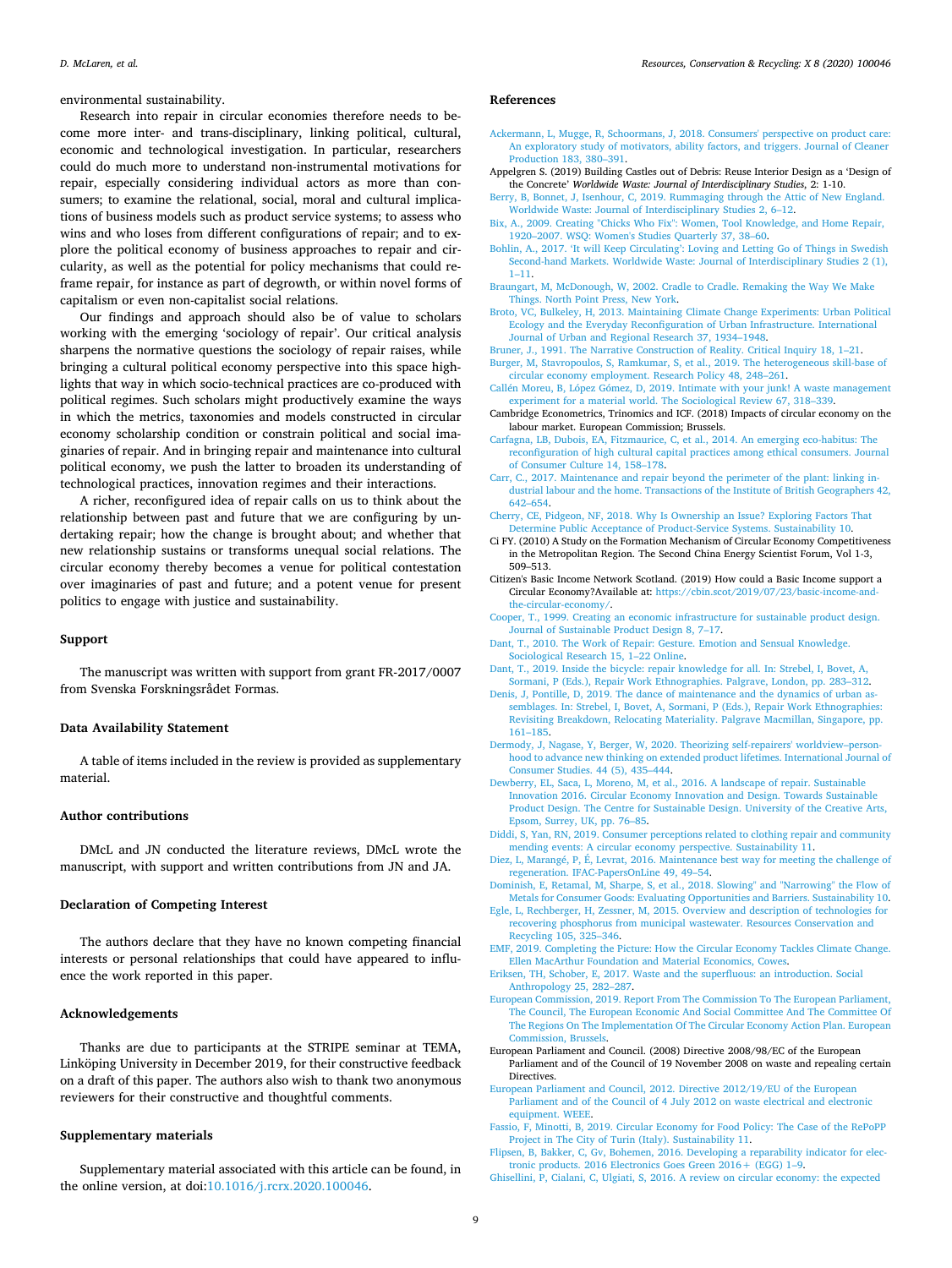environmental sustainability.

Research into repair in circular economies therefore needs to become more inter- and trans-disciplinary, linking political, cultural, economic and technological investigation. In particular, researchers could do much more to understand non-instrumental motivations for repair, especially considering individual actors as more than consumers; to examine the relational, social, moral and cultural implications of business models such as product service systems; to assess who wins and who loses from different configurations of repair; and to explore the political economy of business approaches to repair and circularity, as well as the potential for policy mechanisms that could reframe repair, for instance as part of degrowth, or within novel forms of capitalism or even non-capitalist social relations.

Our findings and approach should also be of value to scholars working with the emerging 'sociology of repair'. Our critical analysis sharpens the normative questions the sociology of repair raises, while bringing a cultural political economy perspective into this space highlights that way in which socio-technical practices are co-produced with political regimes. Such scholars might productively examine the ways in which the metrics, taxonomies and models constructed in circular economy scholarship condition or constrain political and social imaginaries of repair. And in bringing repair and maintenance into cultural political economy, we push the latter to broaden its understanding of technological practices, innovation regimes and their interactions.

A richer, reconfigured idea of repair calls on us to think about the relationship between past and future that we are configuring by undertaking repair; how the change is brought about; and whether that new relationship sustains or transforms unequal social relations. The circular economy thereby becomes a venue for political contestation over imaginaries of past and future; and a potent venue for present politics to engage with justice and sustainability.

## Support

The manuscript was written with support from grant FR-2017/0007 from Svenska Forskningsrådet Formas.

## Data Availability Statement

A table of items included in the review is provided as supplementary material.

## Author contributions

DMcL and JN conducted the literature reviews, DMcL wrote the manuscript, with support and written contributions from JN and JA.

## Declaration of Competing Interest

The authors declare that they have no known competing financial interests or personal relationships that could have appeared to influence the work reported in this paper.

## Acknowledgements

Thanks are due to participants at the STRIPE seminar at TEMA, Linköping University in December 2019, for their constructive feedback on a draft of this paper. The authors also wish to thank two anonymous reviewers for their constructive and thoughtful comments.

## Supplementary materials

Supplementary material associated with this article can be found, in the online version, at doi:10.1016/j.rcrx.2020.100046.

## References

Ackermann, L, Mugge, R, Schoormans, J, 2018. Consumers' perspective on product care: An exploratory study of motivators, ability factors, and triggers. Journal of Cleaner Production 183, 380–391.

Appelgren S. (2019) Building Castles out of Debris: Reuse Interior Design as a 'Design of the Concrete' *Worldwide Waste: Journal of Interdisciplinary Studies*, 2: 1-10.

Berry, B, Bonnet, J, Isenhour, C, 2019. Rummaging through the Attic of New England. Worldwide Waste: Journal of Interdisciplinary Studies 2, 6–12.

Bix, A., 2009. Creating "Chicks Who Fix": Women, Tool Knowledge, and Home Repair, 1920–2007. WSQ: Women's Studies Quarterly 37, 38–60.

Bohlin, A., 2017. 'It will Keep Circulating': Loving and Letting Go of Things in Swedish Second-hand Markets. Worldwide Waste: Journal of Interdisciplinary Studies 2 (1), 1–11.

Braungart, M, McDonough, W, 2002. Cradle to Cradle. Remaking the Way We Make Things. North Point Press, New York.

Broto, VC, Bulkeley, H, 2013. Maintaining Climate Change Experiments: Urban Political Ecology and the Everyday Reconfiguration of Urban Infrastructure. International Journal of Urban and Regional Research 37, 1934–1948.

Bruner, J., 1991. The Narrative Construction of Reality. Critical Inquiry 18, 1–21.

Burger, M, Stavropoulos, S, Ramkumar, S, et al., 2019. The heterogeneous skill-base of circular economy employment. Research Policy 48, 248–261.

Callén Moreu, B, López Gómez, D, 2019. Intimate with your junk! A waste management experiment for a material world. The Sociological Review 67, 318–339.

Cambridge Econometrics, Trinomics and ICF. (2018) Impacts of circular economy on the labour market. European Commission; Brussels.

Carfagna, LB, Dubois, EA, Fitzmaurice, C, et al., 2014. An emerging eco-habitus: The reconfiguration of high cultural capital practices among ethical consumers. Journal of Consumer Culture 14, 158–178.

Carr, C., 2017. Maintenance and repair beyond the perimeter of the plant: linking industrial labour and the home. Transactions of the Institute of British Geographers 42, 642–654.

Cherry, CE, Pidgeon, NF, 2018. Why Is Ownership an Issue? Exploring Factors That Determine Public Acceptance of Product-Service Systems. Sustainability 10.

Ci FY. (2010) A Study on the Formation Mechanism of Circular Economy Competitiveness in the Metropolitan Region. The Second China Energy Scientist Forum, Vol 1-3, 509–513.

Citizen's Basic Income Network Scotland. (2019) How could a Basic Income support a Circular Economy?Available at: https://cbin.scot/2019/07/23/basic-income-and-the-circular-economy/.

Cooper, T., 1999. Creating an economic infrastructure for sustainable product design. Journal of Sustainable Product Design 8, 7–17.

Dant, T., 2010. The Work of Repair: Gesture. Emotion and Sensual Knowledge. Sociological Research 15, 1–22 Online.

Dant, T., 2019. Inside the bicycle: repair knowledge for all. In: Strebel, I, Bovet, A, Sormani, P (Eds.), Repair Work Ethnographies. Palgrave, London, pp. 283–312.

Denis, J, Pontille, D, 2019. The dance of maintenance and the dynamics of urban assemblages. In: Strebel, I, Bovet, A, Sormani, P (Eds.), Repair Work Ethnographies: Revisiting Breakdown, Relocating Materiality. Palgrave Macmillan, Singapore, pp. 161–185.

Dermody, J, Nagase, Y, Berger, W, 2020. Theorizing self-repairers' worldview–personhood to advance new thinking on extended product lifetimes. International Journal of Consumer Studies. 44 (5), 435–444.

Dewberry, EL, Saca, L, Moreno, M, et al., 2016. A landscape of repair. Sustainable Innovation 2016. Circular Economy Innovation and Design. Towards Sustainable Product Design. The Centre for Sustainable Design. University of the Creative Arts, Epsom, Surrey, UK, pp. 76–85.

Diddi, S, Yan, RN, 2019. Consumer perceptions related to clothing repair and community mending events: A circular economy perspective. Sustainability 11.

Diez, L, Marangé, P, É, Levrat, 2016. Maintenance best way for meeting the challenge of regeneration. IFAC-PapersOnLine 49, 49–54.

Dominish, E, Retamal, M, Sharpe, S, et al., 2018. Slowing" and "Narrowing" the Flow of Metals for Consumer Goods: Evaluating Opportunities and Barriers. Sustainability 10.

Egle, L, Rechberger, H, Zessner, M, 2015. Overview and description of technologies for recovering phosphorus from municipal wastewater. Resources Conservation and Recycling 105, 325–346.

EMF, 2019. Completing the Picture: How the Circular Economy Tackles Climate Change. Ellen MacArthur Foundation and Material Economics, Cowes.

Eriksen, TH, Schober, E, 2017. Waste and the superfluous: an introduction. Social Anthropology 25, 282–287.

European Commission, 2019. Report From The Commission To The European Parliament, The Council, The European Economic And Social Committee And The Committee Of The Regions On The Implementation Of The Circular Economy Action Plan. European Commission, Brussels.

European Parliament and Council. (2008) Directive 2008/98/EC of the European Parliament and of the Council of 19 November 2008 on waste and repealing certain Directives.

European Parliament and Council, 2012. Directive 2012/19/EU of the European Parliament and of the Council of 4 July 2012 on waste electrical and electronic equipment. WEEE.

Fassio, F, Minotti, B, 2019. Circular Economy for Food Policy: The Case of the RePoPP Project in The City of Turin (Italy). Sustainability 11.

Flipsen, B, Bakker, C, Gv, Bohemen, 2016. Developing a reparability indicator for electronic products. 2016 Electronics Goes Green 2016+ (EGG) 1–9.

Ghisellini, P, Cialani, C, Ulgiati, S, 2016. A review on circular economy: the expected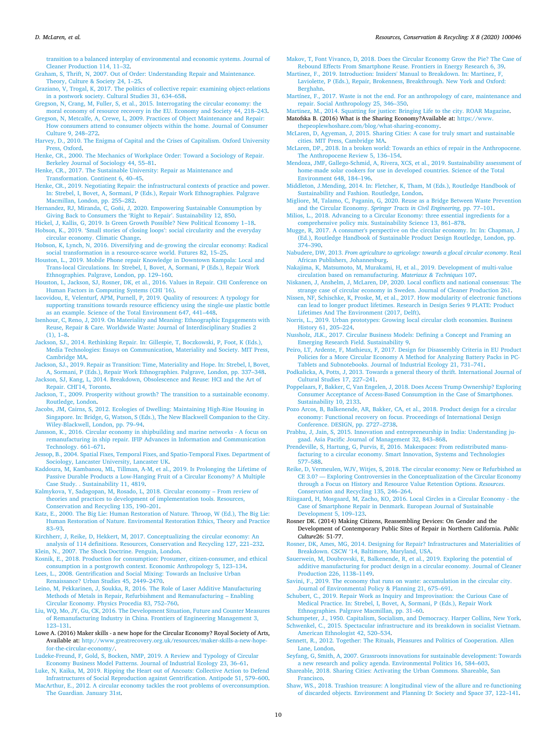transition to a balanced interplay of environmental and economic systems. Journal of Cleaner Production 114, 11–32.

Graham, S, Thrift, N, 2007. Out of Order: Understanding Repair and Maintenance. Theory, Culture & Society 24, 1–25.

Graziano, V, Trogal, K, 2017. The politics of collective repair: examining object-relations in a postwork society. Cultural Studies 31, 634–658.

Gregson, N, Crang, M, Fuller, S, et al., 2015. Interrogating the circular economy: the moral economy of resource recovery in the EU. Economy and Society 44, 218–243.

Gregson, N, Metcalfe, A, Crewe, L, 2009. Practices of Object Maintenance and Repair: How consumers attend to consumer objects within the home. Journal of Consumer Culture 9, 248–272.

Harvey, D., 2010. The Enigma of Capital and the Crises of Capitalism. Oxford University Press, Oxford.

Henke, CR., 2000. The Mechanics of Workplace Order: Toward a Sociology of Repair. Berkeley Journal of Sociology 44, 55–81.

Henke, CR., 2017. The Sustainable University: Repair as Maintenance and Transformation. Continent 6, 40–45.

Henke, CR., 2019. Negotiating Repair: the infrastructural contexts of practice and power. In: Strebel, I, Bovet, A, Sormani, P (Eds.), Repair Work Ethnographies. Palgrave Macmillan, London, pp. 255–282.

Hernandez, RJ, Miranda, C, Goñi, J, 2020. Empowering Sustainable Consumption by Giving Back to Consumers the 'Right to Repair'. Sustainability 12, 850.

Hickel, J, Kallis, G, 2019. Is Green Growth Possible? New Political Economy 1–18.

Hobson, K., 2019. 'Small stories of closing loops': social circularity and the everyday circular economy. Climatic Change.

Hobson, K, Lynch, N, 2016. Diversifying and de-growing the circular economy: Radical social transformation in a resource-scarce world. Futures 82, 15–25.

Houston, L., 2019. Mobile Phone repair Knowledge in Downtown Kampala: Local and Trans-local Circulations. In: Strebel, I, Bovet, A, Sormani, P (Eds.), Repair Work Ethnographies. Palgrave, London, pp. 129–160.

Houston, L, Jackson, SJ, Rosner, DK, et al., 2016. Values in Repair. CHI Conference on Human Factors in Computing Systems (CHI '16).

Iacovidou, E, Velenturf, APM, Purnell, P, 2019. Quality of resources: A typology for supporting transitions towards resource efficiency using the single-use plastic bottle as an example. Science of the Total Environment 647, 441–448.

Isenhour, C, Reno, J, 2019. On Materiality and Meaning: Ethnographic Engagements with Reuse, Repair & Care. Worldwide Waste: Journal of Interdisciplinary Studies 2 (1), 1–8.

Jackson, SJ., 2014. Rethinking Repair. In: Gillespie, T, Boczkowski, P, Foot, K (Eds.), Media Technologies: Essays on Communication, Materiality and Society. MIT Press, Cambridge MA.

Jackson, SJ., 2019. Repair as Transition: Time, Materiality and Hope. In: Strebel, I, Bovet, A, Sormani, P (Eds.), Repair Work Ethnographies. Palgrave, London, pp. 337–348.

Jackson, SJ, Kang, L, 2014. Breakdown, Obsolescence and Reuse: HCI and the Art of Repair. CHI'14, Toronto.

Jackson, T., 2009. Prosperity without growth? The transition to a sustainable economy. Routledge, London.

Jacobs, JM, Cairns, S, 2012. Ecologies of Dwelling: Maintaining High-Rise Housing in Singapore. In: Bridge, G, Watson, S (Eds.), The New Blackwell Companion to the City. Wiley-Blackwell, London, pp. 79–94.

Jansson, K., 2016. Circular economy in shipbuilding and marine networks - A focus on remanufacturing in ship repair. IFIP Advances in Information and Communication Technology. 661–671.

Jessop, B., 2004. Spatial Fixes, Temporal Fixes, and Spatio-Temporal Fixes. Department of Sociology, Lancaster University, Lancaster UK.

Kaddoura, M, Kambanou, ML, Tillman, A-M, et al., 2019. Is Prolonging the Lifetime of Passive Durable Products a Low-Hanging Fruit of a Circular Economy? A Multiple Case Study. . Sustainability 11, 4819.

Kalmykova, Y, Sadagopan, M, Rosado, L, 2018. Circular economy – From review of theories and practices to development of implementation tools. Resources, Conservation and Recycling 135, 190–201.

Katz, E., 2000. The Big Lie: Human Restoration of Nature. Throop, W (Ed.), The Big Lie: Human Restoration of Nature. Enviromental Restoration Ethics, Theory and Practice 83–93.

Kirchherr, J, Reike, D, Hekkert, M, 2017. Conceptualizing the circular economy: An analysis of 114 definitions. Resources, Conservation and Recycling 127, 221–232.

Klein, N., 2007. The Shock Doctrine. Penguin, London.

Kosnik, E., 2018. Production for consumption: Prosumer, citizen-consumer, and ethical consumption in a postgrowth context. Economic Anthropology 5, 123–134.

Lees, L., 2008. Gentrification and Social Mixing: Towards an Inclusive Urban Renaissance? Urban Studies 45, 2449–2470.

Leino, M, Pekkarinen, J, Soukka, R, 2016. The Role of Laser Additive Manufacturing Methods of Metals in Repair, Refurbishment and Remanufacturing – Enabling Circular Economy. Physics Procedia 83, 752–760.

Liu, WQ, Mo, JY, Gu, CK, 2016. The Development Situation, Future and Counter Measures of Remanufacturing Industry in China. Frontiers of Engineering Management 3, 123–131.

Lowe A. (2016) Maker skills - a new hope for the Circular Economy? Royal Society of Arts, Available at: http://www.greatrecovery.org.uk/resources/maker-skills-a-new-hope-for-the-circular-economy/.

Ludeke-Freund, F, Gold, S, Bocken, NMP, 2019. A Review and Typology of Circular Economy Business Model Patterns. Journal of Industrial Ecology 23, 36–61.

Luke, N, Kaika, M, 2019. Ripping the Heart out of Ancoats: Collective Action to Defend Infrastructures of Social Reproduction against Gentrification. Antipode 51, 579–600.

MacArthur, E., 2012. A circular economy tackles the root problems of overconsumption. The Guardian. January 31st.

Makov, T, Font Vivanco, D, 2018. Does the Circular Economy Grow the Pie? The Case of Rebound Effects From Smartphone Reuse. Frontiers in Energy Research 6, 39.

Martinez, F., 2019. Introduction: Insiders' Manual to Breakdown. In: Martinez, F, Laviolette, P (Eds.), Repair, Brokenness, Breakthrough. New York and Oxford: Berghahn.

Martínez, F., 2017. Waste is not the end. For an anthropology of care, maintenance and repair. Social Anthropology 25, 346–350.

Martinez, M., 2014. Squatting for justice: Bringing Life to the city. ROAR Magazine.

Matofska B. (2016) What is the Sharing Economy?Available at: https://www.thepeoplewhoshare.com/blog/what-sharing-economy.

McLaren, D, Agyeman, J, 2015. Sharing Cities: A case for truly smart and sustainable cities. MIT Press, Cambridge MA.

McLaren, DP., 2018. In a broken world: Towards an ethics of repair in the Anthropocene. The Anthropocene Review 5, 136–154.

Mendoza, JMF, Gallego-Schmid, A, Rivera, XCS, et al., 2019. Sustainability assessment of home-made solar cookers for use in developed countries. Science of the Total Environment 648, 184–196.

Middleton, J.Mending, 2014. In: Fletcher, K, Tham, M (Eds.), Routledge Handbook of Sustainability and Fashion. Routledge, London.

Migliore, M, Talamo, C, Paganin, G, 2020. Reuse as a Bridge Between Waste Prevention and the Circular Economy. *Springer Tracts in Civil Engineering*, pp. 77–101.

Milios, L., 2018. Advancing to a Circular Economy: three essential ingredients for a comprehensive policy mix. Sustainability Science 13, 861–878.

Mugge, R, 2017. A consumer's perspective on the circular economy. In: In: Chapman, J (Ed.), Routledge Handbook of Sustainable Product Design Routledge, London, pp. 374–390.

Nabudere, DW, 2013. *From agriculture to agricology: towards a glocal circular economy*. Real African Publishers, Johannesburg.

Nakajima, K, Matsumoto, M, Murakami, H, et al., 2019. Development of multi-value circulation based on remanufacturing. *Materiaux & Techniques* 107.

Niskanen, J, Anshelm, J, McLaren, DP, 2020. Local conflicts and national consensus: The strange case of circular economy in Sweden. Journal of Cleaner Production 261.

Nissen, NF, Schischke, K, Proske, M, et al., 2017. How modularity of electronic functions can lead to longer product lifetimes. Research in Design Series 9 PLATE: Product Lifetimes And The Environment (2017, Delft).

Norris, L., 2019. Urban prototypes: Growing local circular cloth economies. Business History 61, 205–224.

Nussholz, JLK., 2017. Circular Business Models: Defining a Concept and Framing an Emerging Research Field. Sustainability 9.

Peiro, LT, Ardente, F, Mathieux, F, 2017. Design for Disassembly Criteria in EU Product Policies for a More Circular Economy A Method for Analyzing Battery Packs in PC-Tablets and Subnotebooks. Journal of Industrial Ecology 21, 731–741.

Podkalicka, A, Potts, J, 2013. Towards a general theory of thrift. International Journal of Cultural Studies 17, 227–241.

Poppelaars, F, Bakker, C, Van Engelen, J, 2018. Does Access Trump Ownership? Exploring Consumer Acceptance of Access-Based Consumption in the Case of Smartphones. Sustainability 10, 2133.

Pozo Arcos, B, Balkenende, AR, Bakker, CA, et al., 2018. Product design for a circular economy: Functional recovery on focus. Proceedings of International Design Conference. DESIGN, pp. 2727–2738.

Prabhu, J, Jain, S, 2015. Innovation and entrepreneurship in India: Understanding jugaad. Asia Pacific Journal of Management 32, 843–868.

Prendeville, S, Hartung, G, Purvis, E, 2016. Makespaces: From redistributed manufacturing to a circular economy. Smart Innovation, Systems and Technologies 577–588.

Reike, D, Vermeulen, WJV, Witjes, S, 2018. The circular economy: New or Refurbished as CE 3.0? — Exploring Controversies in the Conceptualization of the Circular Economy through a Focus on History and Resource Value Retention Options. *Resources*. Conservation and Recycling 135, 246–264.

Riisgaard, H, Mosgaard, M, Zacho, KO, 2016. Local Circles in a Circular Economy - the Case of Smartphone Repair in Denmark. European Journal of Sustainable Development 5, 109–123.

Rosner DK. (2014) Making Citizens, Reassembling Devices: On Gender and the Development of Contemporary Public Sites of Repair in Northern California. *Public Culture*26: 51-77.

Rosner, DK, Ames, MG, 2014. Designing for Repair? Infrastructures and Materialities of Breakdown. CSCW '14, Baltimore, Maryland, USA.

Sauerwein, M, Doubrovski, E, Balkenende, R, et al., 2019. Exploring the potential of additive manufacturing for product design in a circular economy. Journal of Cleaner Production 226, 1138–1149.

Savini, F., 2019. The economy that runs on waste: accumulation in the circular city. Journal of Environmental Policy & Planning 21, 675–691.

Schubert, C., 2019. Repair Work as Inquiry and Improvisation: the Curious Case of Medical Practice. In: Strebel, I, Bovet, A, Sormani, P (Eds.), Repair Work Ethnographies. Palgrave Macmillan, pp. 31–60.

Schumpeter, J., 1950. Capitalism, Socialism, and Democracy. Harper Collins, New York.

Schwenkel, C., 2015. Spectacular infrastructure and its breakdown in socialist Vietnam. American Ethnologist 42, 520–534.

Sennett, R., 2012. Together: The Rituals, Pleasures and Politics of Cooperation. Allen Lane, London.

Seyfang, G, Smith, A, 2007. Grassroots innovations for sustainable development: Towards a new research and policy agenda. Environmental Politics 16, 584–603.

Shareable, 2018. Sharing Cities: Activating the Urban Commons. Shareable, San Francisco.

Shaw, WS., 2018. Trashion treasure: A longitudinal view of the allure and re-functioning of discarded objects. Environment and Planning D: Society and Space 37, 122–141.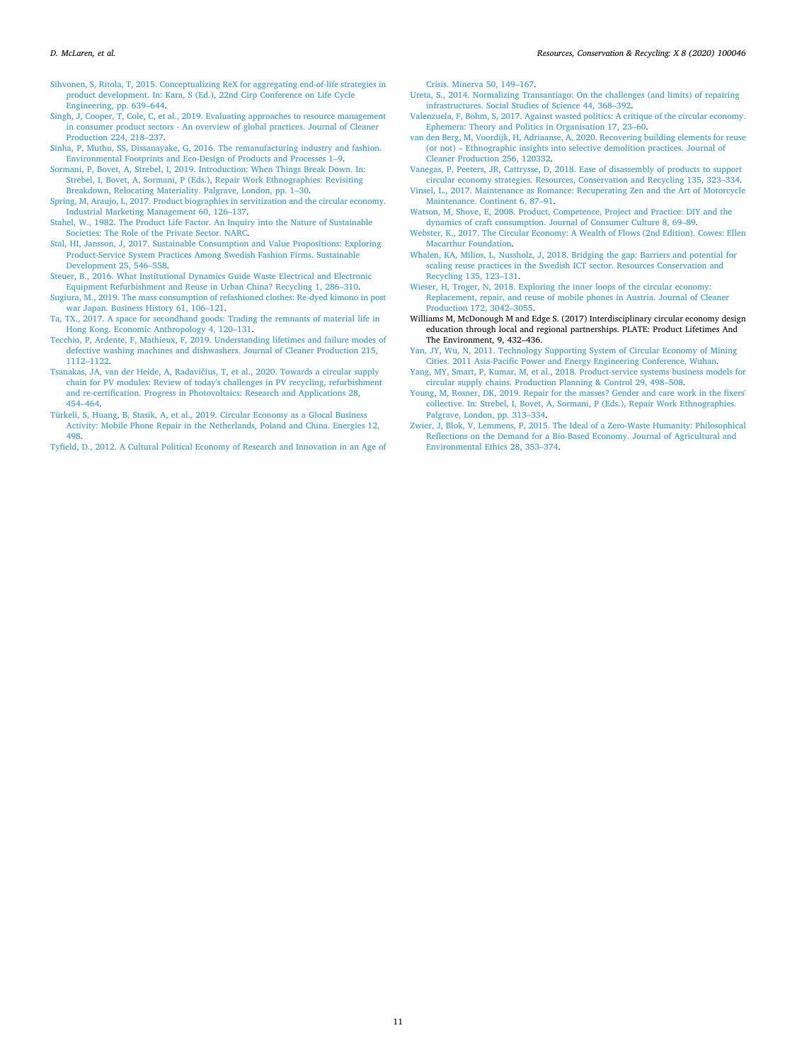Sihvonen, S, Ritola, T, 2015. Conceptualizing ReX for aggregating end-of-life strategies in product development. In: Kara, S (Ed.), 22nd Cirp Conference on Life Cycle Engineering, pp. 639–644.

Singh, J, Cooper, T, Cole, C, et al., 2019. Evaluating approaches to resource management in consumer product sectors - An overview of global practices. Journal of Cleaner Production 224, 218–237.

Sinha, P, Muthu, SS, Dissanayake, G, 2016. The remanufacturing industry and fashion. Environmental Footprints and Eco-Design of Products and Processes 1–9.

Sormani, P, Bovet, A, Strebel, I, 2019. Introduction: When Things Break Down. In: Strebel, I, Bovet, A, Sormani, P (Eds.), Repair Work Ethnographies: Revisiting Breakdown, Relocating Materiality. Palgrave, London, pp. 1–30.

Spring, M, Araujo, L, 2017. Product biographies in servitization and the circular economy. Industrial Marketing Management 60, 126–137.

Stahel, W., 1982. The Product Life Factor. An Inquiry into the Nature of Sustainable Societies: The Role of the Private Sector. NARC.

Stal, HI, Jansson, J, 2017. Sustainable Consumption and Value Propositions: Exploring Product-Service System Practices Among Swedish Fashion Firms. Sustainable Development 25, 546–558.

Steuer, B., 2016. What Institutional Dynamics Guide Waste Electrical and Electronic Equipment Refurbishment and Reuse in Urban China? Recycling 1, 286–310.

Sugiura, M., 2019. The mass consumption of refashioned clothes: Re-dyed kimono in post war Japan. Business History 61, 106–121.

Ta, TX., 2017. A space for secondhand goods: Trading the remnants of material life in Hong Kong. Economic Anthropology 4, 120–131.

Tecchio, P, Ardente, F, Mathieux, F, 2019. Understanding lifetimes and failure modes of defective washing machines and dishwashers. Journal of Cleaner Production 215, 1112–1122.

Tsanakas, JA, van der Heide, A, Radavičius, T, et al., 2020. Towards a circular supply chain for PV modules: Review of today's challenges in PV recycling, refurbishment and re-certification. Progress in Photovoltaics: Research and Applications 28, 454–464.

Türkeli, S, Huang, B, Stasik, A, et al., 2019. Circular Economy as a Glocal Business Activity: Mobile Phone Repair in the Netherlands, Poland and China. Energies 12, 498.

Tyfield, D., 2012. A Cultural Political Economy of Research and Innovation in an Age of Crisis. Minerva 50, 149–167.

Ureta, S., 2014. Normalizing Transantiago: On the challenges (and limits) of repairing infrastructures. Social Studies of Science 44, 368–392.

Valenzuela, F, Böhm, S, 2017. Against wasted politics: A critique of the circular economy. Ephemera: Theory and Politics in Organisation 17, 23–60.

van den Berg, M, Voordijk, H, Adriaanse, A, 2020. Recovering building elements for reuse (or not) – Ethnographic insights into selective demolition practices. Journal of Cleaner Production 256, 120332.

Vanegas, P, Peeters, JR, Cattrysse, D, 2018. Ease of disassembly of products to support circular economy strategies. Resources, Conservation and Recycling 135, 323–334.

Vinsel, L., 2017. Maintenance as Romance: Recuperating Zen and the Art of Motorcycle Maintenance. Continent 6, 87–91.

Watson, M, Shove, E, 2008. Product, Competence, Project and Practice: DIY and the dynamics of craft consumption. Journal of Consumer Culture 8, 69–89.

Webster, K., 2017. The Circular Economy: A Wealth of Flows (2nd Edition). Cowes: Ellen Macarthur Foundation.

Whalen, KA, Milios, L, Nussholz, J, 2018. Bridging the gap: Barriers and potential for scaling reuse practices in the Swedish ICT sector. Resources Conservation and Recycling 135, 123–131.

Wieser, H, Troger, N, 2018. Exploring the inner loops of the circular economy: Replacement, repair, and reuse of mobile phones in Austria. Journal of Cleaner Production 172, 3042–3055.

Williams M, McDonough M and Edge S. (2017) Interdisciplinary circular economy design education through local and regional partnerships. PLATE: Product Lifetimes And The Environment, 9, 432–436.

Yan, JY, Wu, N, 2011. Technology Supporting System of Circular Economy of Mining Cities. 2011 Asia-Pacific Power and Energy Engineering Conference, Wuhan.

Yang, MY, Smart, P, Kumar, M, et al., 2018. Product-service systems business models for circular supply chains. Production Planning & Control 29, 498–508.

Young, M, Rosner, DK, 2019. Repair for the masses? Gender and care work in the fixers' collective. In: Strebel, I, Bovet, A, Sormani, P (Eds.), Repair Work Ethnographies. Palgrave, London, pp. 313–334.

Zwier, J, Blok, V, Lemmens, P, 2015. The Ideal of a Zero-Waste Humanity: Philosophical Reflections on the Demand for a Bio-Based Economy. Journal of Agricultural and Environmental Ethics 28, 353–374.